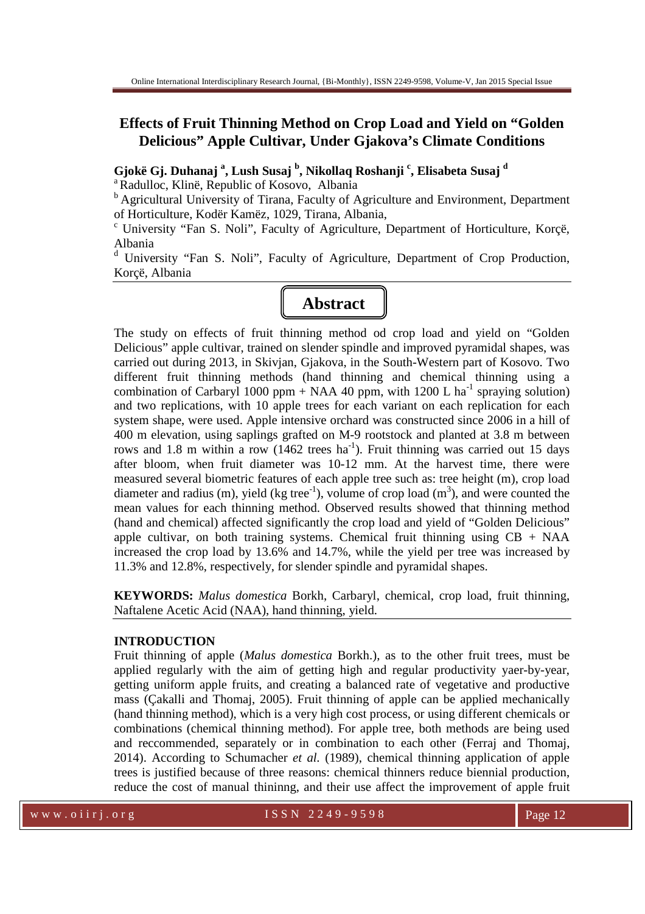# Effects of Fruit Thinning Method on Crop Load and Yield on "Golden Delicious" Apple Cultivar, Under Gjakova's Climate Conditions

**Gjokë Gj. Duhanaj [a], Lush Susaj [b], Nikollaq Roshanji [c], Elisabeta Susaj [d]**

[a] Radulloc, Klinë, Republic of Kosovo, Albania

[b] Agricultural University of Tirana, Faculty of Agriculture and Environment, Department of Horticulture, Kodër Kamëz, 1029, Tirana, Albania,

[c] University "Fan S. Noli", Faculty of Agriculture, Department of Horticulture, Korçë, Albania

[d] University "Fan S. Noli", Faculty of Agriculture, Department of Crop Production, Korçë, Albania

## Abstract

The study on effects of fruit thinning method od crop load and yield on "Golden Delicious" apple cultivar, trained on slender spindle and improved pyramidal shapes, was carried out during 2013, in Skivjan, Gjakova, in the South-Western part of Kosovo. Two different fruit thinning methods (hand thinning and chemical thinning using a combination of Carbaryl 1000 ppm + NAA 40 ppm, with 1200 L $ha^{-1}$ spraying solution) and two replications, with 10 apple trees for each variant on each replication for each system shape, were used. Apple intensive orchard was constructed since 2006 in a hill of 400 m elevation, using saplings grafted on M-9 rootstock and planted at 3.8 m between rows and 1.8 m within a row (1462 trees $ha^{-1}$). Fruit thinning was carried out 15 days after bloom, when fruit diameter was 10-12 mm. At the harvest time, there were measured several biometric features of each apple tree such as: tree height (m), crop load diameter and radius (m), yield (kg $tree^{-1}$), volume of crop load ($m^3$), and were counted the mean values for each thinning method. Observed results showed that thinning method (hand and chemical) affected significantly the crop load and yield of "Golden Delicious" apple cultivar, on both training systems. Chemical fruit thinning using CB + NAA increased the crop load by 13.6% and 14.7%, while the yield per tree was increased by 11.3% and 12.8%, respectively, for slender spindle and pyramidal shapes.

**KEYWORDS:** *Malus domestica* Borkh, Carbaryl, chemical, crop load, fruit thinning, Naftalene Acetic Acid (NAA), hand thinning, yield.

## INTRODUCTION

Fruit thinning of apple (*Malus domestica* Borkh.), as to the other fruit trees, must be applied regularly with the aim of getting high and regular productivity yaer-by-year, getting uniform apple fruits, and creating a balanced rate of vegetative and productive mass (Çakalli and Thomaj, 2005). Fruit thinning of apple can be applied mechanically (hand thinning method), which is a very high cost process, or using different chemicals or combinations (chemical thinning method). For apple tree, both methods are being used and reccommended, separately or in combination to each other (Ferraj and Thomaj, 2014). According to Schumacher *et al.* (1989), chemical thinning application of apple trees is justified because of three reasons: chemical thinners reduce biennial production, reduce the cost of manual thininng, and their use affect the improvement of apple fruit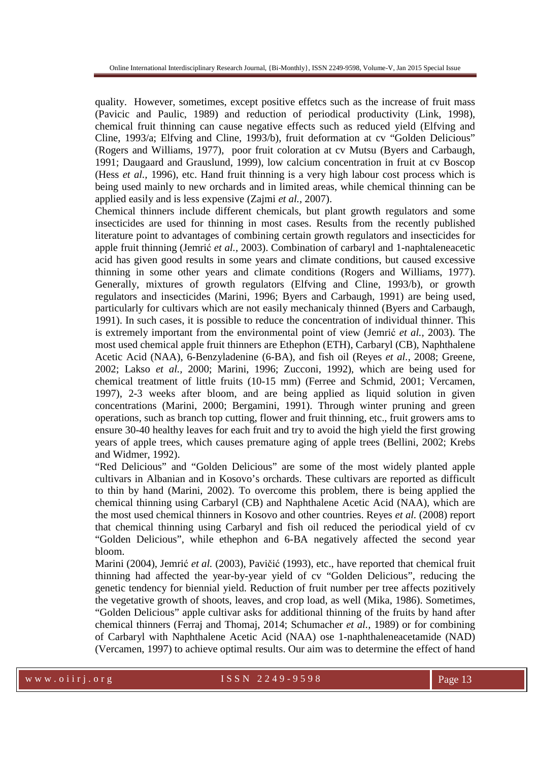quality. However, sometimes, except positive effetcs such as the increase of fruit mass (Pavicic and Paulic, 1989) and reduction of periodical productivity (Link, 1998), chemical fruit thinning can cause negative effects such as reduced yield (Elfving and Cline, 1993/a; Elfving and Cline, 1993/b), fruit deformation at cv "Golden Delicious" (Rogers and Williams, 1977), poor fruit coloration at cv Mutsu (Byers and Carbaugh, 1991; Daugaard and Grauslund, 1999), low calcium concentration in fruit at cv Boscop (Hess *et al.,* 1996), etc. Hand fruit thinning is a very high labour cost process which is being used mainly to new orchards and in limited areas, while chemical thinning can be applied easily and is less expensive (Zajmi *et al.*, 2007).

Chemical thinners include different chemicals, but plant growth regulators and some insecticides are used for thinning in most cases. Results from the recently published literature point to advantages of combining certain growth regulators and insecticides for apple fruit thinning (Jemrić *et al.,* 2003). Combination of carbaryl and 1-naphtaleneacetic acid has given good results in some years and climate conditions, but caused excessive thinning in some other years and climate conditions (Rogers and Williams, 1977). Generally, mixtures of growth regulators (Elfving and Cline, 1993/b), or growth regulators and insecticides (Marini, 1996; Byers and Carbaugh, 1991) are being used, particularly for cultivars which are not easily mechanicaly thinned (Byers and Carbaugh, 1991). In such cases, it is possible to reduce the concentration of individual thinner. This is extremely important from the environmental point of view (Jemrić *et al.,* 2003). The most used chemical apple fruit thinners are Ethephon (ETH), Carbaryl (CB), Naphthalene Acetic Acid (NAA), 6-Benzyladenine (6-BA), and fish oil (Reyes *et al.,* 2008; Greene, 2002; Lakso *et al.,* 2000; Marini, 1996; Zucconi, 1992), which are being used for chemical treatment of little fruits (10-15 mm) (Ferree and Schmid, 2001; Vercamen, 1997), 2-3 weeks after bloom, and are being applied as liquid solution in given concentrations (Marini, 2000; Bergamini, 1991). Through winter pruning and green operations, such as branch top cutting, flower and fruit thinning, etc., fruit growers ams to ensure 30-40 healthy leaves for each fruit and try to avoid the high yield the first growing years of apple trees, which causes premature aging of apple trees (Bellini, 2002; Krebs and Widmer, 1992).

"Red Delicious" and "Golden Delicious" are some of the most widely planted apple cultivars in Albanian and in Kosovo's orchards. These cultivars are reported as difficult to thin by hand (Marini, 2002). To overcome this problem, there is being applied the chemical thinning using Carbaryl (CB) and Naphthalene Acetic Acid (NAA), which are the most used chemical thinners in Kosovo and other countries. Reyes *et al.* (2008) report that chemical thinning using Carbaryl and fish oil reduced the periodical yield of cv "Golden Delicious", while ethephon and 6-BA negatively affected the second year bloom.

Marini (2004), Jemrić *et al.* (2003), Pavičić (1993), etc., have reported that chemical fruit thinning had affected the year-by-year yield of cv "Golden Delicious", reducing the genetic tendency for biennial yield. Reduction of fruit number per tree affects pozitively the vegetative growth of shoots, leaves, and crop load, as well (Mika, 1986). Sometimes, "Golden Delicious" apple cultivar asks for additional thinning of the fruits by hand after chemical thinners (Ferraj and Thomaj, 2014; Schumacher *et al.,* 1989) or for combining of Carbaryl with Naphthalene Acetic Acid (NAA) ose 1-naphthaleneacetamide (NAD) (Vercamen, 1997) to achieve optimal results. Our aim was to determine the effect of hand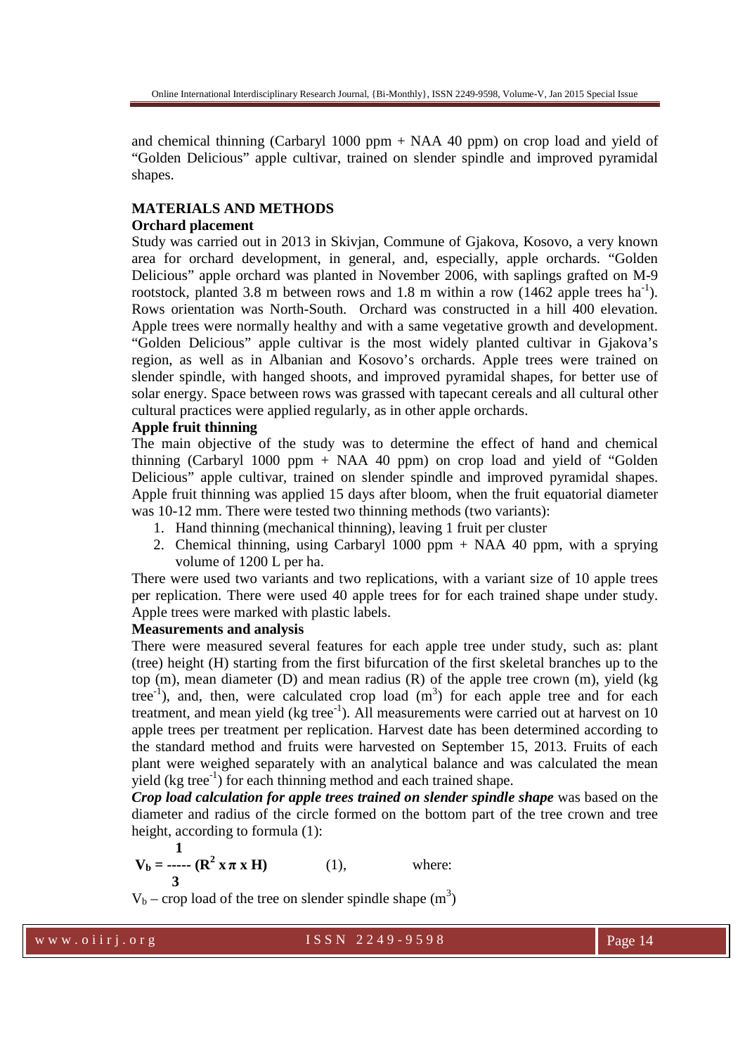and chemical thinning (Carbaryl 1000 ppm + NAA 40 ppm) on crop load and yield of "Golden Delicious" apple cultivar, trained on slender spindle and improved pyramidal shapes.

## MATERIALS AND METHODS

### Orchard placement

Study was carried out in 2013 in Skivjan, Commune of Gjakova, Kosovo, a very known area for orchard development, in general, and, especially, apple orchards. "Golden Delicious" apple orchard was planted in November 2006, with saplings grafted on M-9 rootstock, planted 3.8 m between rows and 1.8 m within a row (1462 apple trees $ha^{-1}$). Rows orientation was North-South. Orchard was constructed in a hill 400 elevation. Apple trees were normally healthy and with a same vegetative growth and development. "Golden Delicious" apple cultivar is the most widely planted cultivar in Gjakova's region, as well as in Albanian and Kosovo's orchards. Apple trees were trained on slender spindle, with hanged shoots, and improved pyramidal shapes, for better use of solar energy. Space between rows was grassed with tapecant cereals and all cultural other cultural practices were applied regularly, as in other apple orchards.

### Apple fruit thinning

The main objective of the study was to determine the effect of hand and chemical thinning (Carbaryl 1000 ppm + NAA 40 ppm) on crop load and yield of "Golden Delicious" apple cultivar, trained on slender spindle and improved pyramidal shapes. Apple fruit thinning was applied 15 days after bloom, when the fruit equatorial diameter was 10-12 mm. There were tested two thinning methods (two variants):

1. Hand thinning (mechanical thinning), leaving 1 fruit per cluster
2. Chemical thinning, using Carbaryl 1000 ppm + NAA 40 ppm, with a sprying volume of 1200 L per ha.

There were used two variants and two replications, with a variant size of 10 apple trees per replication. There were used 40 apple trees for for each trained shape under study. Apple trees were marked with plastic labels.

### Measurements and analysis

There were measured several features for each apple tree under study, such as: plant (tree) height (H) starting from the first bifurcation of the first skeletal branches up to the top (m), mean diameter (D) and mean radius (R) of the apple tree crown (m), yield (kg $tree^{-1}$), and, then, were calculated crop load ($m^3$) for each apple tree and for each treatment, and mean yield (kg $tree^{-1}$). All measurements were carried out at harvest on 10 apple trees per treatment per replication. Harvest date has been determined according to the standard method and fruits were harvested on September 15, 2013. Fruits of each plant were weighed separately with an analytical balance and was calculated the mean yield (kg $tree^{-1}$) for each thinning method and each trained shape.

***Crop load calculation for apple trees trained on slender spindle shape*** was based on the diameter and radius of the circle formed on the bottom part of the tree crown and tree height, according to formula (1):

$$V_b = \frac{1}{3}(R^2 \times \pi \times H) \qquad (1), \qquad \text{where:}$$

$V_b$ – crop load of the tree on slender spindle shape ($m^3$)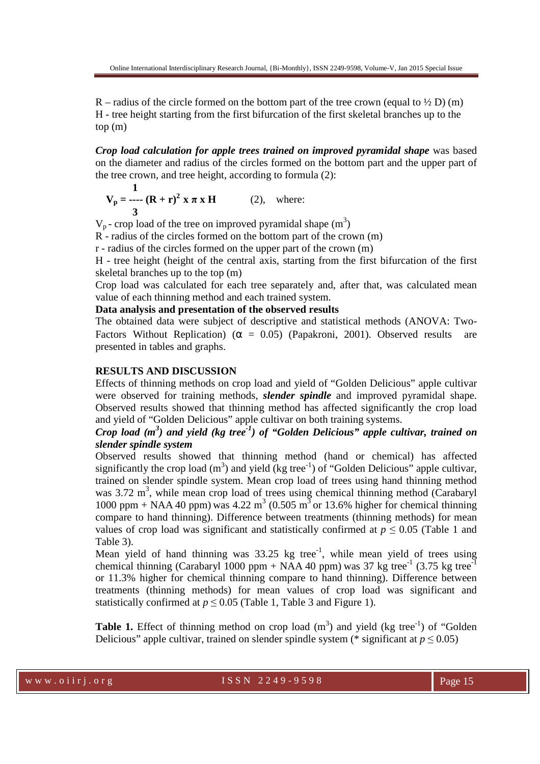R – radius of the circle formed on the bottom part of the tree crown (equal to ½ D) (m)
H - tree height starting from the first bifurcation of the first skeletal branches up to the top (m)

***Crop load calculation for apple trees trained on improved pyramidal shape*** was based on the diameter and radius of the circles formed on the bottom part and the upper part of the tree crown, and tree height, according to formula (2):

$$V_p = \frac{1}{3} (R + r)^2 \times \pi \times H \qquad (2), \quad \text{where:}$$

$V_p$ - crop load of the tree on improved pyramidal shape ($m^3$)
R - radius of the circles formed on the bottom part of the crown (m)
r - radius of the circles formed on the upper part of the crown (m)
H - tree height (height of the central axis, starting from the first bifurcation of the first skeletal branches up to the top (m)
Crop load was calculated for each tree separately and, after that, was calculated mean value of each thinning method and each trained system.

**Data analysis and presentation of the observed results**

The obtained data were subject of descriptive and statistical methods (ANOVA: Two-Factors Without Replication) ($\alpha$ = 0.05) (Papakroni, 2001). Observed results are presented in tables and graphs.

## RESULTS AND DISCUSSION

Effects of thinning methods on crop load and yield of "Golden Delicious" apple cultivar were observed for training methods, ***slender spindle*** and improved pyramidal shape. Observed results showed that thinning method has affected significantly the crop load and yield of "Golden Delicious" apple cultivar on both training systems.

### *Crop load ($m^3$) and yield (kg tree$^{-1}$) of "Golden Delicious" apple cultivar, trained on slender spindle system*

Observed results showed that thinning method (hand or chemical) has affected significantly the crop load ($m^3$) and yield (kg tree$^{-1}$) of "Golden Delicious" apple cultivar, trained on slender spindle system. Mean crop load of trees using hand thinning method was 3.72 $m^3$, while mean crop load of trees using chemical thinning method (Carabaryl 1000 ppm + NAA 40 ppm) was 4.22 $m^3$ (0.505 $m^3$ or 13.6% higher for chemical thinning compare to hand thinning). Difference between treatments (thinning methods) for mean values of crop load was significant and statistically confirmed at $p \leq 0.05$ (Table 1 and Table 3).

Mean yield of hand thinning was 33.25 kg tree$^{-1}$, while mean yield of trees using chemical thinning (Carabaryl 1000 ppm + NAA 40 ppm) was 37 kg tree$^{-1}$ (3.75 kg tree$^{-1}$ or 11.3% higher for chemical thinning compare to hand thinning). Difference between treatments (thinning methods) for mean values of crop load was significant and statistically confirmed at $p \leq 0.05$ (Table 1, Table 3 and Figure 1).

**Table 1.** Effect of thinning method on crop load ($m^3$) and yield (kg tree$^{-1}$) of "Golden Delicious" apple cultivar, trained on slender spindle system (* significant at $p \leq 0.05$)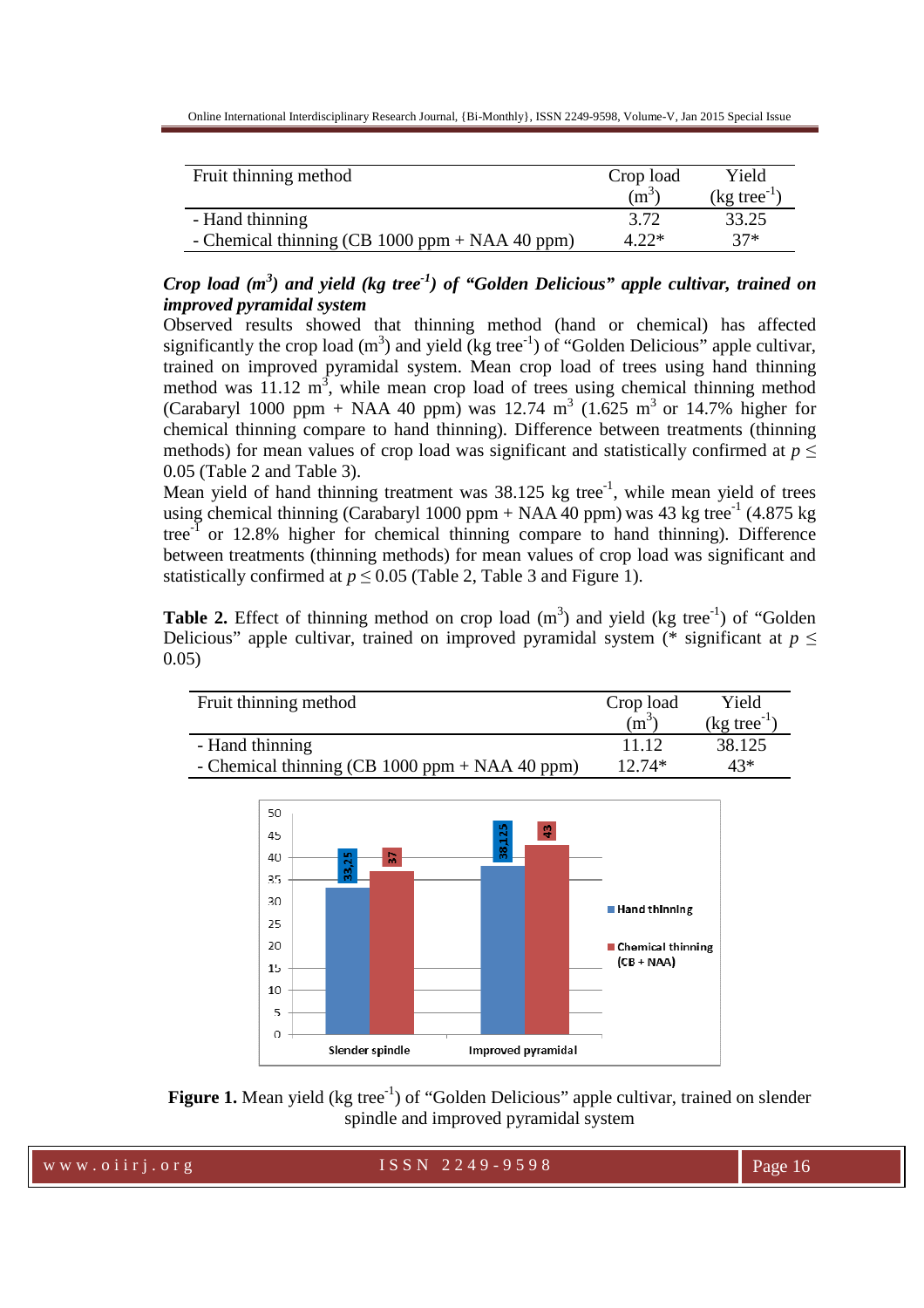| Fruit thinning method | Crop load ($m^3$) | Yield (kg $tree^{-1}$) |
|---|---|---|
| - Hand thinning | 3.72 | 33.25 |
| - Chemical thinning (CB 1000 ppm + NAA 40 ppm) | 4.22* | 37* |

***Crop load ($m^3$) and yield (kg $tree^{-1}$) of "Golden Delicious" apple cultivar, trained on improved pyramidal system***

Observed results showed that thinning method (hand or chemical) has affected significantly the crop load ($m^3$) and yield (kg $tree^{-1}$) of "Golden Delicious" apple cultivar, trained on improved pyramidal system. Mean crop load of trees using hand thinning method was 11.12 $m^3$, while mean crop load of trees using chemical thinning method (Carabaryl 1000 ppm + NAA 40 ppm) was 12.74 $m^3$ (1.625 $m^3$ or 14.7% higher for chemical thinning compare to hand thinning). Difference between treatments (thinning methods) for mean values of crop load was significant and statistically confirmed at $p \leq 0.05$ (Table 2 and Table 3).

Mean yield of hand thinning treatment was 38.125 kg $tree^{-1}$, while mean yield of trees using chemical thinning (Carabaryl 1000 ppm + NAA 40 ppm) was 43 kg $tree^{-1}$ (4.875 kg $tree^{-1}$ or 12.8% higher for chemical thinning compare to hand thinning). Difference between treatments (thinning methods) for mean values of crop load was significant and statistically confirmed at $p \leq 0.05$ (Table 2, Table 3 and Figure 1).

**Table 2.** Effect of thinning method on crop load ($m^3$) and yield (kg $tree^{-1}$) of "Golden Delicious" apple cultivar, trained on improved pyramidal system (* significant at $p \leq 0.05$)

| Fruit thinning method | Crop load ($m^3$) | Yield (kg $tree^{-1}$) |
|---|---|---|
| - Hand thinning | 11.12 | 38.125 |
| - Chemical thinning (CB 1000 ppm + NAA 40 ppm) | 12.74* | 43* |

**Figure 1.** Mean yield (kg $tree^{-1}$) of "Golden Delicious" apple cultivar, trained on slender spindle and improved pyramidal system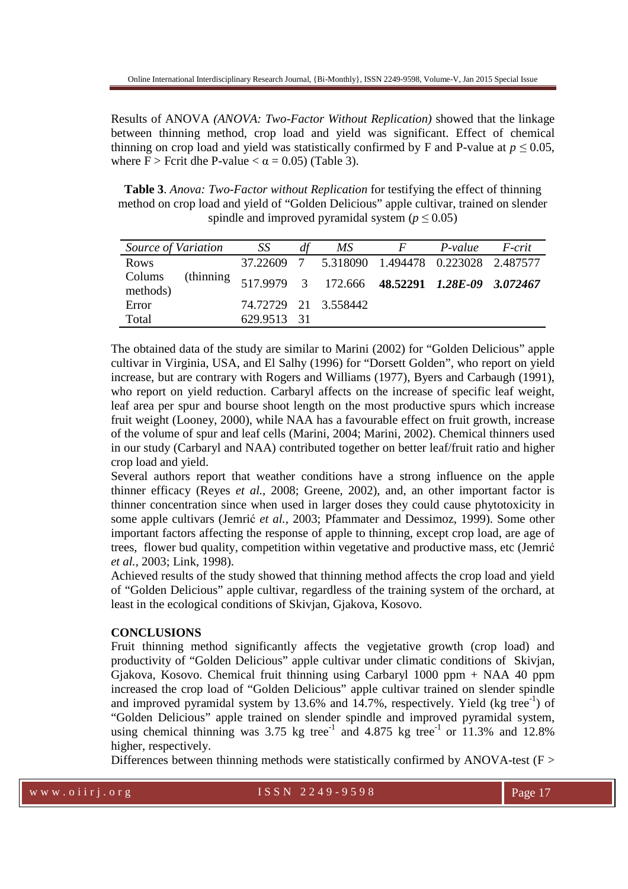Results of ANOVA *(ANOVA: Two-Factor Without Replication)* showed that the linkage between thinning method, crop load and yield was significant. Effect of chemical thinning on crop load and yield was statistically confirmed by F and P-value at $p \leq 0.05$, where F > Fcrit dhe P-value < $\alpha = 0.05$) (Table 3).

**Table 3**. *Anova: Two-Factor without Replication* for testifying the effect of thinning method on crop load and yield of "Golden Delicious" apple cultivar, trained on slender spindle and improved pyramidal system ($p \leq 0.05$)

| *Source of Variation* | *SS* | *df* | *MS* | *F* | *P-value* | *F-crit* |
|---|---|---|---|---|---|---|
| Rows | 37.22609 | 7 | 5.318090 | 1.494478 | 0.223028 | 2.487577 |
| Colums (thinning methods) | 517.9979 | 3 | 172.666 | **48.52291** | ***1.28E-09*** | ***3.072467*** |
| Error | 74.72729 | 21 | 3.558442 | | | |
| Total | 629.9513 | 31 | | | | |

The obtained data of the study are similar to Marini (2002) for "Golden Delicious" apple cultivar in Virginia, USA, and El Salhy (1996) for "Dorsett Golden", who report on yield increase, but are contrary with Rogers and Williams (1977), Byers and Carbaugh (1991), who report on yield reduction. Carbaryl affects on the increase of specific leaf weight, leaf area per spur and bourse shoot length on the most productive spurs which increase fruit weight (Looney, 2000), while NAA has a favourable effect on fruit growth, increase of the volume of spur and leaf cells (Marini, 2004; Marini, 2002). Chemical thinners used in our study (Carbaryl and NAA) contributed together on better leaf/fruit ratio and higher crop load and yield.

Several authors report that weather conditions have a strong influence on the apple thinner efficacy (Reyes *et al.,* 2008; Greene, 2002), and, an other important factor is thinner concentration since when used in larger doses they could cause phytotoxicity in some apple cultivars (Jemrić *et al.,* 2003; Pfammater and Dessimoz, 1999). Some other important factors affecting the response of apple to thinning, except crop load, are age of trees, flower bud quality, competition within vegetative and productive mass, etc (Jemrić *et al.*, 2003; Link, 1998).

Achieved results of the study showed that thinning method affects the crop load and yield of "Golden Delicious" apple cultivar, regardless of the training system of the orchard, at least in the ecological conditions of Skivjan, Gjakova, Kosovo.

## CONCLUSIONS

Fruit thinning method significantly affects the vegjetative growth (crop load) and productivity of "Golden Delicious" apple cultivar under climatic conditions of Skivjan, Gjakova, Kosovo. Chemical fruit thinning using Carbaryl 1000 ppm + NAA 40 ppm increased the crop load of "Golden Delicious" apple cultivar trained on slender spindle and improved pyramidal system by 13.6% and 14.7%, respectively. Yield (kg tree$^{-1}$) of "Golden Delicious" apple trained on slender spindle and improved pyramidal system, using chemical thinning was 3.75 kg tree$^{-1}$ and 4.875 kg tree$^{-1}$ or 11.3% and 12.8% higher, respectively.

Differences between thinning methods were statistically confirmed by ANOVA-test (F >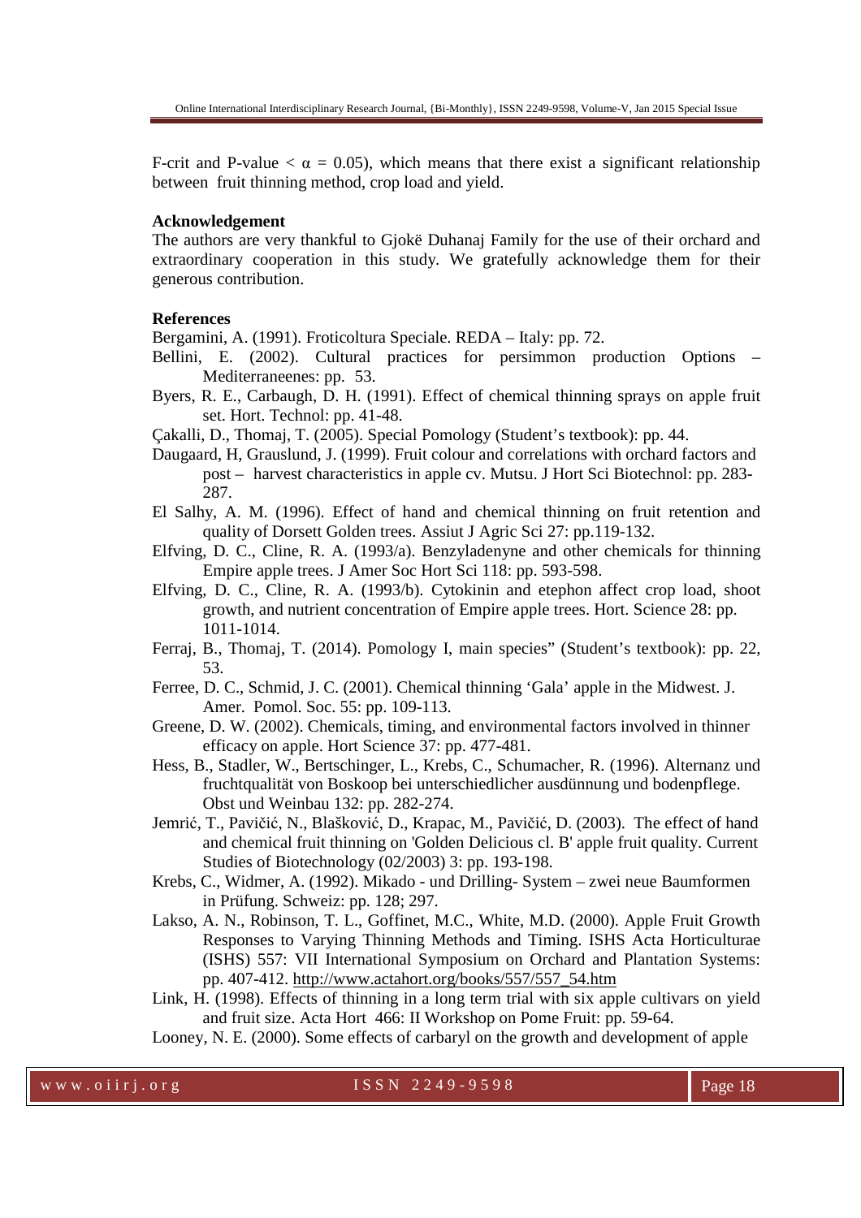F-crit and P-value < $\alpha$ = 0.05), which means that there exist a significant relationship between fruit thinning method, crop load and yield.

**Acknowledgement**

The authors are very thankful to Gjokë Duhanaj Family for the use of their orchard and extraordinary cooperation in this study. We gratefully acknowledge them for their generous contribution.

**References**

Bergamini, A. (1991). Froticoltura Speciale. REDA – Italy: pp. 72.

Bellini, E. (2002). Cultural practices for persimmon production Options – Mediterraneenes: pp. 53.

Byers, R. E., Carbaugh, D. H. (1991). Effect of chemical thinning sprays on apple fruit set. Hort. Technol: pp. 41-48.

Çakalli, D., Thomaj, T. (2005). Special Pomology (Student's textbook): pp. 44.

Daugaard, H, Grauslund, J. (1999). Fruit colour and correlations with orchard factors and post – harvest characteristics in apple cv. Mutsu. J Hort Sci Biotechnol: pp. 283-287.

El Salhy, A. M. (1996). Effect of hand and chemical thinning on fruit retention and quality of Dorsett Golden trees. Assiut J Agric Sci 27: pp.119-132.

Elfving, D. C., Cline, R. A. (1993/a). Benzyladenyne and other chemicals for thinning Empire apple trees. J Amer Soc Hort Sci 118: pp. 593-598.

Elfving, D. C., Cline, R. A. (1993/b). Cytokinin and etephon affect crop load, shoot growth, and nutrient concentration of Empire apple trees. Hort. Science 28: pp. 1011-1014.

Ferraj, B., Thomaj, T. (2014). Pomology I, main species" (Student's textbook): pp. 22, 53.

Ferree, D. C., Schmid, J. C. (2001). Chemical thinning 'Gala' apple in the Midwest. J. Amer. Pomol. Soc. 55: pp. 109-113.

Greene, D. W. (2002). Chemicals, timing, and environmental factors involved in thinner efficacy on apple. Hort Science 37: pp. 477-481.

Hess, B., Stadler, W., Bertschinger, L., Krebs, C., Schumacher, R. (1996). Alternanz und fruchtqualität von Boskoop bei unterschiedlicher ausdünnung und bodenpflege. Obst und Weinbau 132: pp. 282-274.

Jemrić, T., Pavičić, N., Blašković, D., Krapac, M., Pavičić, D. (2003). The effect of hand and chemical fruit thinning on 'Golden Delicious cl. B' apple fruit quality. Current Studies of Biotechnology (02/2003) 3: pp. 193-198.

Krebs, C., Widmer, A. (1992). Mikado - und Drilling- System – zwei neue Baumformen in Prüfung. Schweiz: pp. 128; 297.

Lakso, A. N., Robinson, T. L., Goffinet, M.C., White, M.D. (2000). Apple Fruit Growth Responses to Varying Thinning Methods and Timing. ISHS Acta Horticulturae (ISHS) 557: VII International Symposium on Orchard and Plantation Systems: pp. 407-412. http://www.actahort.org/books/557/557_54.htm

Link, H. (1998). Effects of thinning in a long term trial with six apple cultivars on yield and fruit size. Acta Hort 466: II Workshop on Pome Fruit: pp. 59-64.

Looney, N. E. (2000). Some effects of carbaryl on the growth and development of apple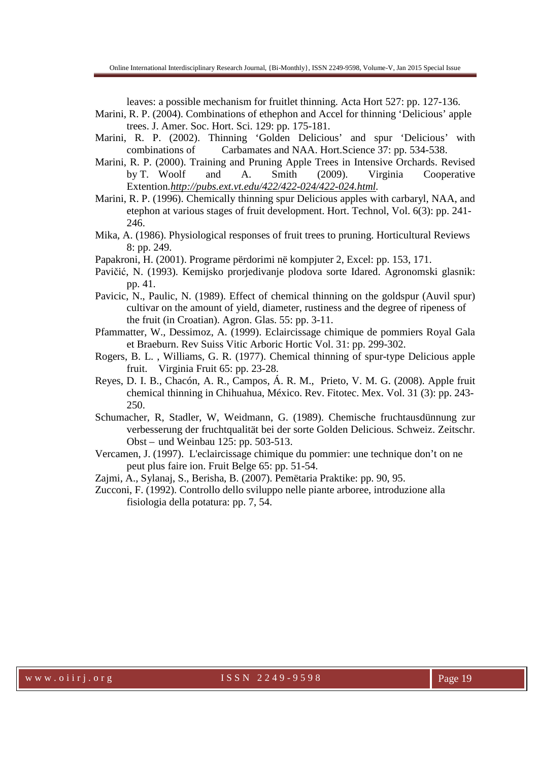leaves: a possible mechanism for fruitlet thinning. Acta Hort 527: pp. 127-136.

Marini, R. P. (2004). Combinations of ethephon and Accel for thinning 'Delicious' apple trees. J. Amer. Soc. Hort. Sci. 129: pp. 175-181.

Marini, R. P. (2002). Thinning 'Golden Delicious' and spur 'Delicious' with combinations of Carbamates and NAA. Hort.Science 37: pp. 534-538.

Marini, R. P. (2000). Training and Pruning Apple Trees in Intensive Orchards. Revised by T. Woolf and A. Smith (2009). Virginia Cooperative Extention.*http://pubs.ext.vt.edu/422/422-024/422-024.html*.

Marini, R. P. (1996). Chemically thinning spur Delicious apples with carbaryl, NAA, and etephon at various stages of fruit development. Hort. Technol, Vol. 6(3): pp. 241-246.

Mika, A. (1986). Physiological responses of fruit trees to pruning. Horticultural Reviews 8: pp. 249.

Papakroni, H. (2001). Programe përdorimi në kompjuter 2, Excel: pp. 153, 171.

Pavičić, N. (1993). Kemijsko prorjedivanje plodova sorte Idared. Agronomski glasnik: pp. 41.

Pavicic, N., Paulic, N. (1989). Effect of chemical thinning on the goldspur (Auvil spur) cultivar on the amount of yield, diameter, rustiness and the degree of ripeness of the fruit (in Croatian). Agron. Glas. 55: pp. 3-11.

Pfammatter, W., Dessimoz, A. (1999). Eclaircissage chimique de pommiers Royal Gala et Braeburn. Rev Suiss Vitic Arboric Hortic Vol. 31: pp. 299-302.

Rogers, B. L. , Williams, G. R. (1977). Chemical thinning of spur-type Delicious apple fruit. Virginia Fruit 65: pp. 23-28.

Reyes, D. I. B., Chacón, A. R., Campos, Á. R. M., Prieto, V. M. G. (2008). Apple fruit chemical thinning in Chihuahua, México. Rev. Fitotec. Mex. Vol. 31 (3): pp. 243-250.

Schumacher, R, Stadler, W, Weidmann, G. (1989). Chemische fruchtausdünnung zur verbesserung der fruchtqualität bei der sorte Golden Delicious. Schweiz. Zeitschr. Obst – und Weinbau 125: pp. 503-513.

Vercamen, J. (1997). L'eclaircissage chimique du pommier: une technique don't on ne peut plus faire ion. Fruit Belge 65: pp. 51-54.

Zajmi, A., Sylanaj, S., Berisha, B. (2007). Pemëtaria Praktike: pp. 90, 95.

Zucconi, F. (1992). Controllo dello sviluppo nelle piante arboree, introduzione alla fisiologia della potatura: pp. 7, 54.